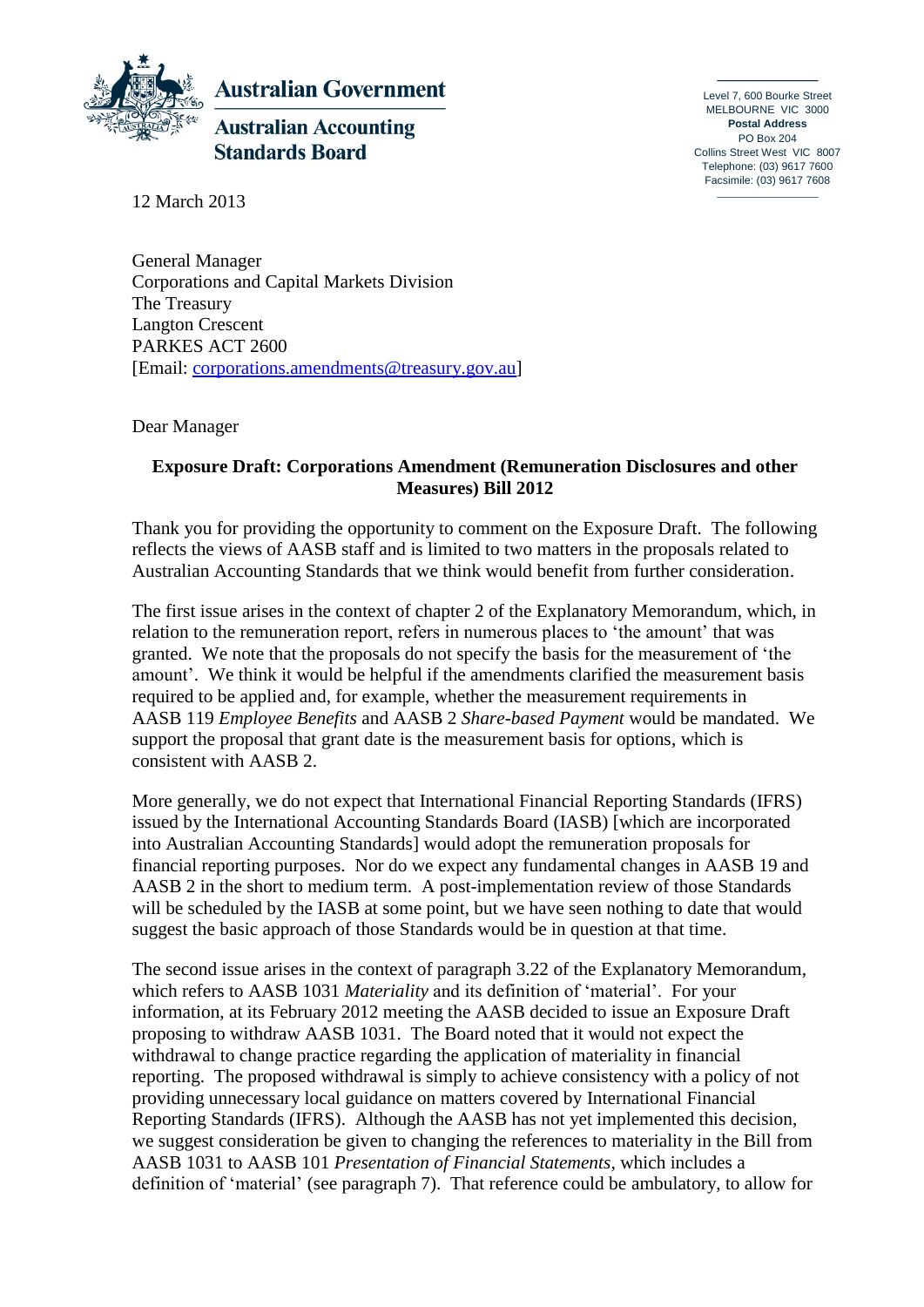**Australian Government**

**Australian Accounting Standards Board**

Level 7, 600 Bourke Street
MELBOURNE VIC 3000
**Postal Address**
PO Box 204
Collins Street West VIC 8007
Telephone: (03) 9617 7600
Facsimile: (03) 9617 7608

12 March 2013

General Manager
Corporations and Capital Markets Division
The Treasury
Langton Crescent
PARKES ACT 2600
[Email: corporations.amendments@treasury.gov.au]

Dear Manager

**Exposure Draft: Corporations Amendment (Remuneration Disclosures and other Measures) Bill 2012**

Thank you for providing the opportunity to comment on the Exposure Draft. The following reflects the views of AASB staff and is limited to two matters in the proposals related to Australian Accounting Standards that we think would benefit from further consideration.

The first issue arises in the context of chapter 2 of the Explanatory Memorandum, which, in relation to the remuneration report, refers in numerous places to 'the amount' that was granted. We note that the proposals do not specify the basis for the measurement of 'the amount'. We think it would be helpful if the amendments clarified the measurement basis required to be applied and, for example, whether the measurement requirements in AASB 119 *Employee Benefits* and AASB 2 *Share-based Payment* would be mandated. We support the proposal that grant date is the measurement basis for options, which is consistent with AASB 2.

More generally, we do not expect that International Financial Reporting Standards (IFRS) issued by the International Accounting Standards Board (IASB) [which are incorporated into Australian Accounting Standards] would adopt the remuneration proposals for financial reporting purposes. Nor do we expect any fundamental changes in AASB 19 and AASB 2 in the short to medium term. A post-implementation review of those Standards will be scheduled by the IASB at some point, but we have seen nothing to date that would suggest the basic approach of those Standards would be in question at that time.

The second issue arises in the context of paragraph 3.22 of the Explanatory Memorandum, which refers to AASB 1031 *Materiality* and its definition of 'material'. For your information, at its February 2012 meeting the AASB decided to issue an Exposure Draft proposing to withdraw AASB 1031. The Board noted that it would not expect the withdrawal to change practice regarding the application of materiality in financial reporting. The proposed withdrawal is simply to achieve consistency with a policy of not providing unnecessary local guidance on matters covered by International Financial Reporting Standards (IFRS). Although the AASB has not yet implemented this decision, we suggest consideration be given to changing the references to materiality in the Bill from AASB 1031 to AASB 101 *Presentation of Financial Statements*, which includes a definition of 'material' (see paragraph 7). That reference could be ambulatory, to allow for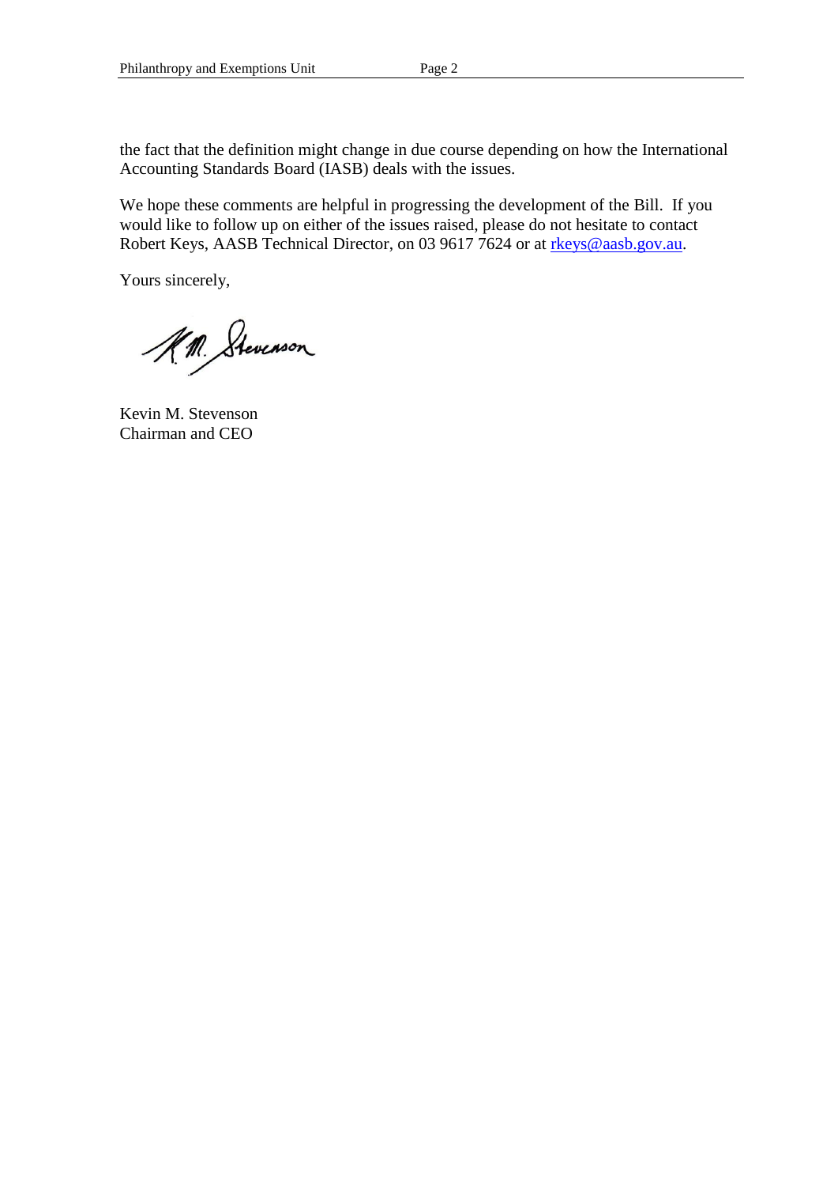the fact that the definition might change in due course depending on how the International Accounting Standards Board (IASB) deals with the issues.

We hope these comments are helpful in progressing the development of the Bill. If you would like to follow up on either of the issues raised, please do not hesitate to contact Robert Keys, AASB Technical Director, on 03 9617 7624 or at rkeys@aasb.gov.au.

Yours sincerely,

Kevin M. Stevenson
Chairman and CEO